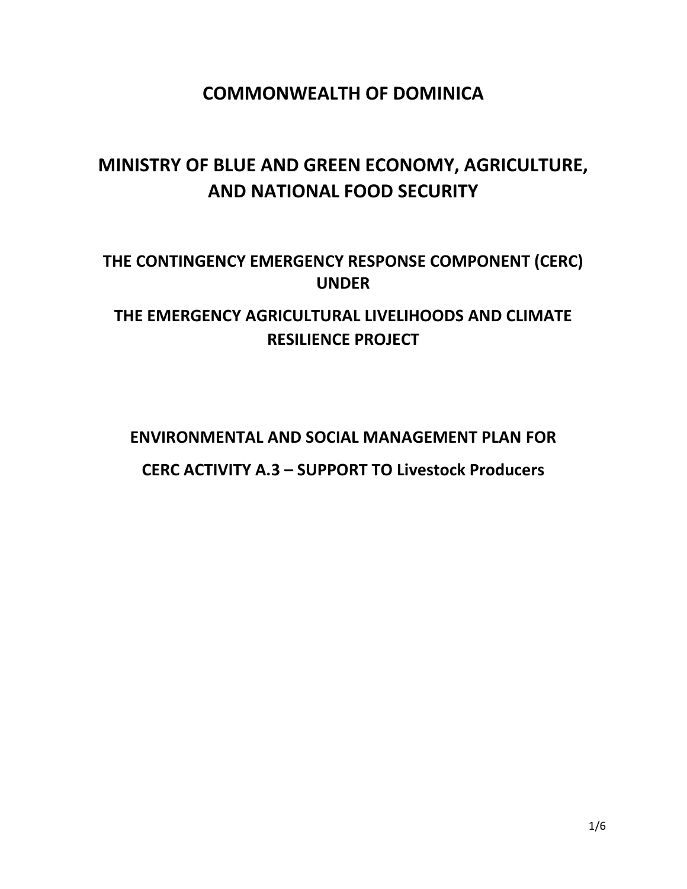# COMMONWEALTH OF DOMINICA

## MINISTRY OF BLUE AND GREEN ECONOMY, AGRICULTURE, AND NATIONAL FOOD SECURITY

## THE CONTINGENCY EMERGENCY RESPONSE COMPONENT (CERC) UNDER

## THE EMERGENCY AGRICULTURAL LIVELIHOODS AND CLIMATE RESILIENCE PROJECT

## ENVIRONMENTAL AND SOCIAL MANAGEMENT PLAN FOR

## CERC ACTIVITY A.3 – SUPPORT TO Livestock Producers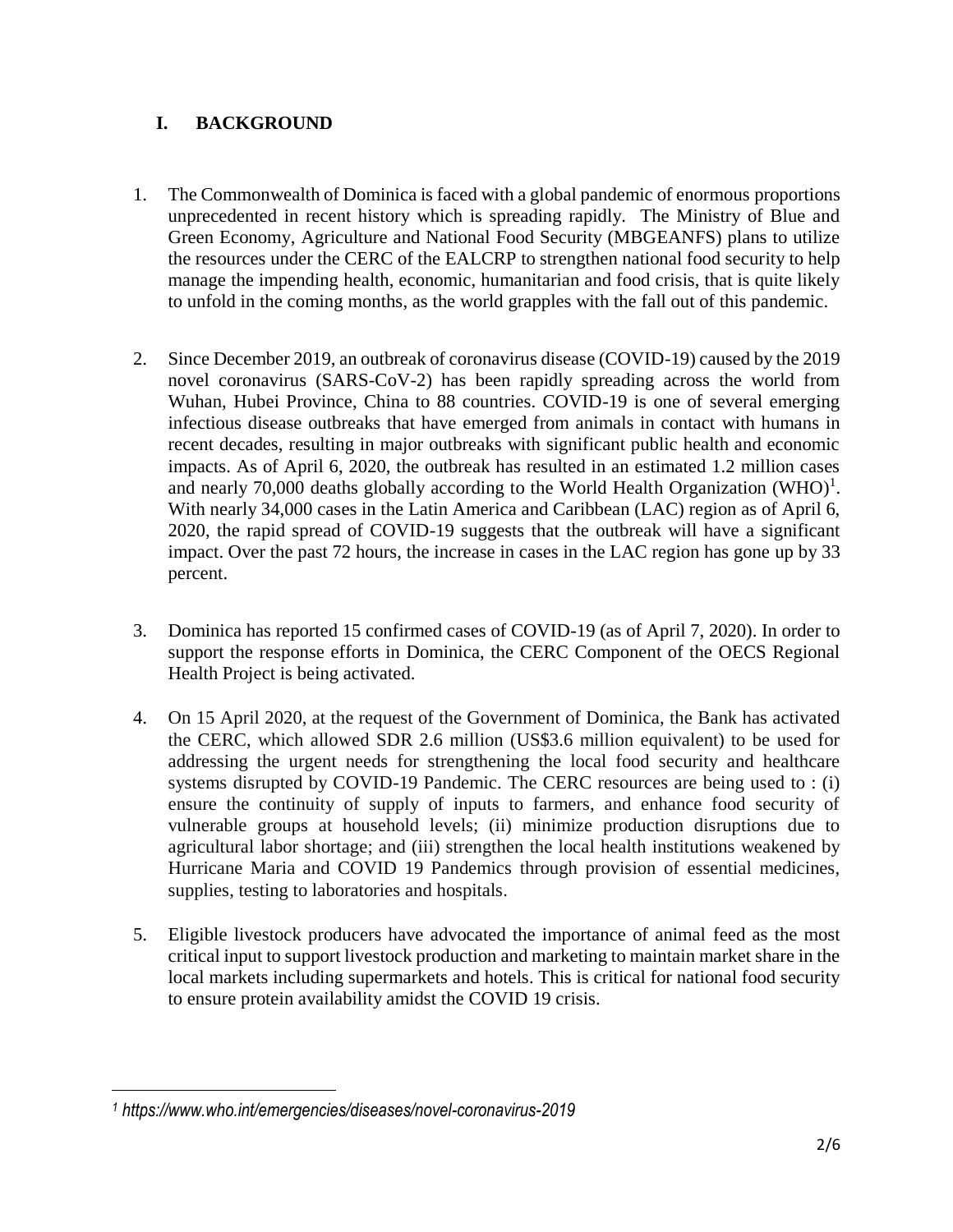## I. BACKGROUND

1. The Commonwealth of Dominica is faced with a global pandemic of enormous proportions unprecedented in recent history which is spreading rapidly. The Ministry of Blue and Green Economy, Agriculture and National Food Security (MBGEANFS) plans to utilize the resources under the CERC of the EALCRP to strengthen national food security to help manage the impending health, economic, humanitarian and food crisis, that is quite likely to unfold in the coming months, as the world grapples with the fall out of this pandemic.

2. Since December 2019, an outbreak of coronavirus disease (COVID-19) caused by the 2019 novel coronavirus (SARS-CoV-2) has been rapidly spreading across the world from Wuhan, Hubei Province, China to 88 countries. COVID-19 is one of several emerging infectious disease outbreaks that have emerged from animals in contact with humans in recent decades, resulting in major outbreaks with significant public health and economic impacts. As of April 6, 2020, the outbreak has resulted in an estimated 1.2 million cases and nearly 70,000 deaths globally according to the World Health Organization (WHO)[1]. With nearly 34,000 cases in the Latin America and Caribbean (LAC) region as of April 6, 2020, the rapid spread of COVID-19 suggests that the outbreak will have a significant impact. Over the past 72 hours, the increase in cases in the LAC region has gone up by 33 percent.

3. Dominica has reported 15 confirmed cases of COVID-19 (as of April 7, 2020). In order to support the response efforts in Dominica, the CERC Component of the OECS Regional Health Project is being activated.

4. On 15 April 2020, at the request of the Government of Dominica, the Bank has activated the CERC, which allowed SDR 2.6 million (US$3.6 million equivalent) to be used for addressing the urgent needs for strengthening the local food security and healthcare systems disrupted by COVID-19 Pandemic. The CERC resources are being used to : (i) ensure the continuity of supply of inputs to farmers, and enhance food security of vulnerable groups at household levels; (ii) minimize production disruptions due to agricultural labor shortage; and (iii) strengthen the local health institutions weakened by Hurricane Maria and COVID 19 Pandemics through provision of essential medicines, supplies, testing to laboratories and hospitals.

5. Eligible livestock producers have advocated the importance of animal feed as the most critical input to support livestock production and marketing to maintain market share in the local markets including supermarkets and hotels. This is critical for national food security to ensure protein availability amidst the COVID 19 crisis.

---

[1] *https://www.who.int/emergencies/diseases/novel-coronavirus-2019*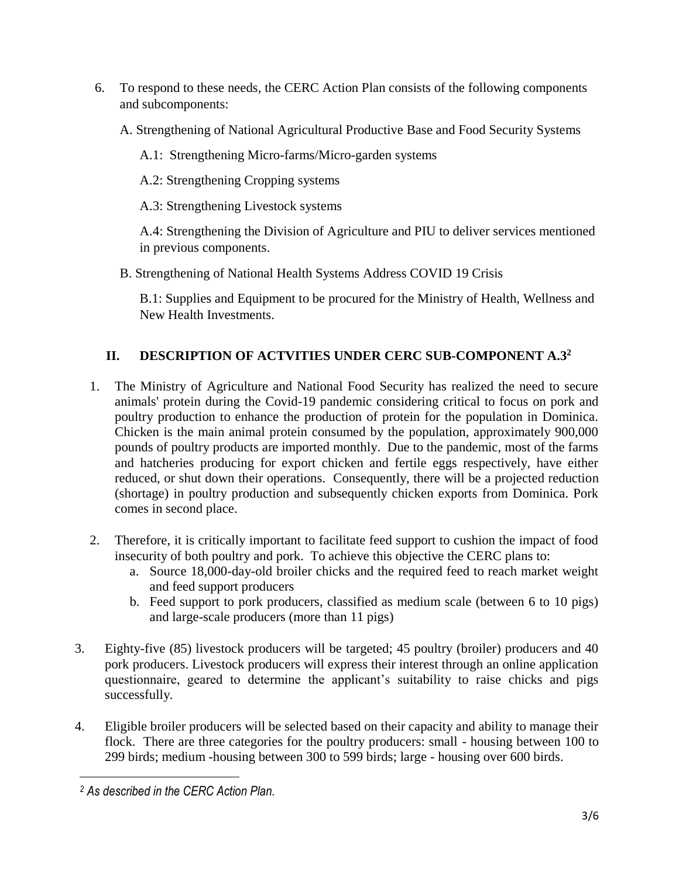6. To respond to these needs, the CERC Action Plan consists of the following components and subcomponents:

   A. Strengthening of National Agricultural Productive Base and Food Security Systems

      A.1: Strengthening Micro-farms/Micro-garden systems

      A.2: Strengthening Cropping systems

      A.3: Strengthening Livestock systems

      A.4: Strengthening the Division of Agriculture and PIU to deliver services mentioned in previous components.

   B. Strengthening of National Health Systems Address COVID 19 Crisis

      B.1: Supplies and Equipment to be procured for the Ministry of Health, Wellness and New Health Investments.

## II. DESCRIPTION OF ACTVITIES UNDER CERC SUB-COMPONENT A.3[2]

1. The Ministry of Agriculture and National Food Security has realized the need to secure animals' protein during the Covid-19 pandemic considering critical to focus on pork and poultry production to enhance the production of protein for the population in Dominica. Chicken is the main animal protein consumed by the population, approximately 900,000 pounds of poultry products are imported monthly. Due to the pandemic, most of the farms and hatcheries producing for export chicken and fertile eggs respectively, have either reduced, or shut down their operations. Consequently, there will be a projected reduction (shortage) in poultry production and subsequently chicken exports from Dominica. Pork comes in second place.

2. Therefore, it is critically important to facilitate feed support to cushion the impact of food insecurity of both poultry and pork. To achieve this objective the CERC plans to:
   a. Source 18,000-day-old broiler chicks and the required feed to reach market weight and feed support producers
   b. Feed support to pork producers, classified as medium scale (between 6 to 10 pigs) and large-scale producers (more than 11 pigs)

3. Eighty-five (85) livestock producers will be targeted; 45 poultry (broiler) producers and 40 pork producers. Livestock producers will express their interest through an online application questionnaire, geared to determine the applicant's suitability to raise chicks and pigs successfully.

4. Eligible broiler producers will be selected based on their capacity and ability to manage their flock. There are three categories for the poultry producers: small - housing between 100 to 299 birds; medium -housing between 300 to 599 birds; large - housing over 600 birds.

---

[2] *As described in the CERC Action Plan.*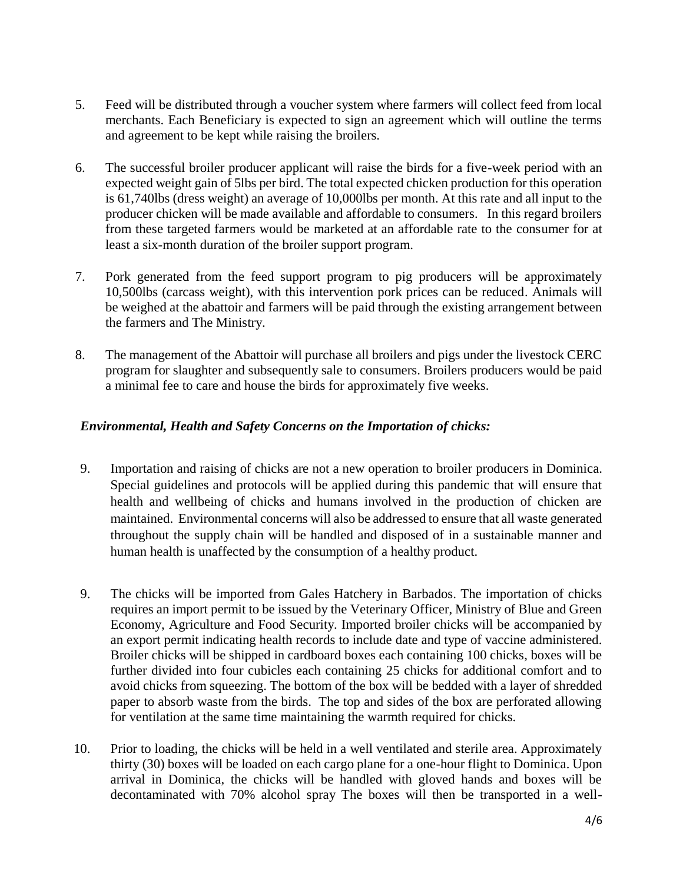5. Feed will be distributed through a voucher system where farmers will collect feed from local merchants. Each Beneficiary is expected to sign an agreement which will outline the terms and agreement to be kept while raising the broilers.

6. The successful broiler producer applicant will raise the birds for a five-week period with an expected weight gain of 5lbs per bird. The total expected chicken production for this operation is 61,740lbs (dress weight) an average of 10,000lbs per month. At this rate and all input to the producer chicken will be made available and affordable to consumers. In this regard broilers from these targeted farmers would be marketed at an affordable rate to the consumer for at least a six-month duration of the broiler support program.

7. Pork generated from the feed support program to pig producers will be approximately 10,500lbs (carcass weight), with this intervention pork prices can be reduced. Animals will be weighed at the abattoir and farmers will be paid through the existing arrangement between the farmers and The Ministry.

8. The management of the Abattoir will purchase all broilers and pigs under the livestock CERC program for slaughter and subsequently sale to consumers. Broilers producers would be paid a minimal fee to care and house the birds for approximately five weeks.

### *Environmental, Health and Safety Concerns on the Importation of chicks:*

9. Importation and raising of chicks are not a new operation to broiler producers in Dominica. Special guidelines and protocols will be applied during this pandemic that will ensure that health and wellbeing of chicks and humans involved in the production of chicken are maintained. Environmental concerns will also be addressed to ensure that all waste generated throughout the supply chain will be handled and disposed of in a sustainable manner and human health is unaffected by the consumption of a healthy product.

9. The chicks will be imported from Gales Hatchery in Barbados. The importation of chicks requires an import permit to be issued by the Veterinary Officer, Ministry of Blue and Green Economy, Agriculture and Food Security. Imported broiler chicks will be accompanied by an export permit indicating health records to include date and type of vaccine administered. Broiler chicks will be shipped in cardboard boxes each containing 100 chicks, boxes will be further divided into four cubicles each containing 25 chicks for additional comfort and to avoid chicks from squeezing. The bottom of the box will be bedded with a layer of shredded paper to absorb waste from the birds. The top and sides of the box are perforated allowing for ventilation at the same time maintaining the warmth required for chicks.

10. Prior to loading, the chicks will be held in a well ventilated and sterile area. Approximately thirty (30) boxes will be loaded on each cargo plane for a one-hour flight to Dominica. Upon arrival in Dominica, the chicks will be handled with gloved hands and boxes will be decontaminated with 70% alcohol spray The boxes will then be transported in a well-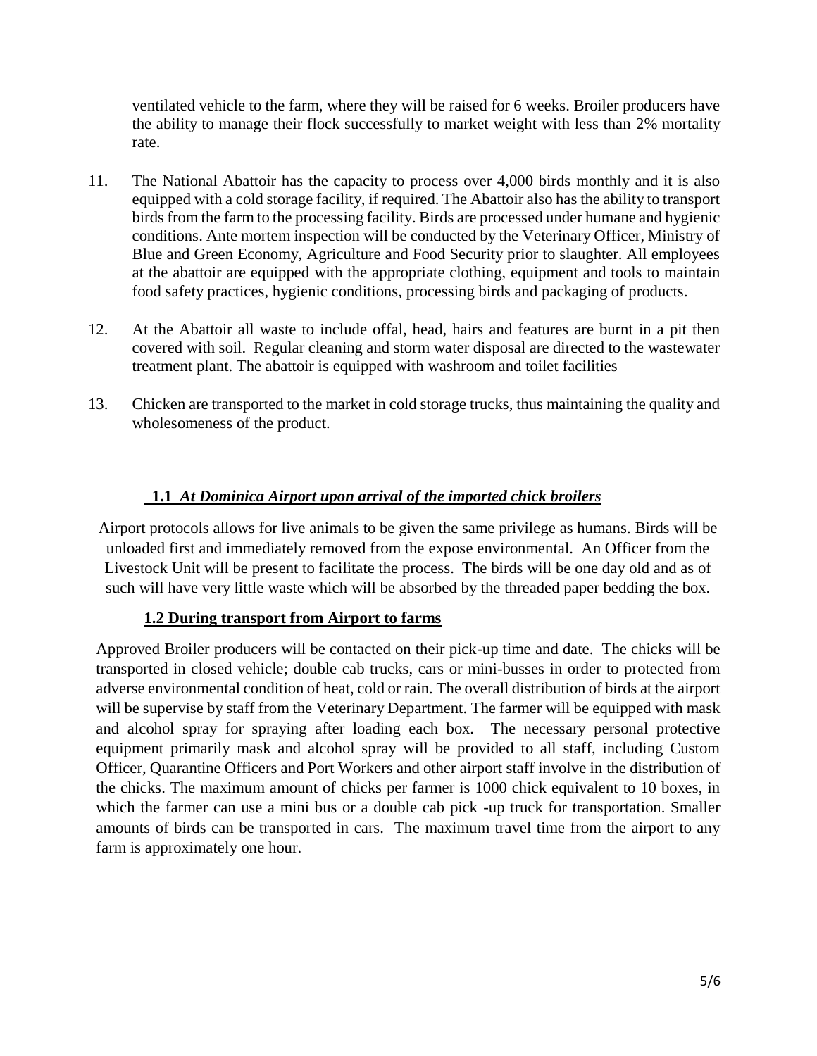ventilated vehicle to the farm, where they will be raised for 6 weeks. Broiler producers have the ability to manage their flock successfully to market weight with less than 2% mortality rate.

11. The National Abattoir has the capacity to process over 4,000 birds monthly and it is also equipped with a cold storage facility, if required. The Abattoir also has the ability to transport birds from the farm to the processing facility. Birds are processed under humane and hygienic conditions. Ante mortem inspection will be conducted by the Veterinary Officer, Ministry of Blue and Green Economy, Agriculture and Food Security prior to slaughter. All employees at the abattoir are equipped with the appropriate clothing, equipment and tools to maintain food safety practices, hygienic conditions, processing birds and packaging of products.

12. At the Abattoir all waste to include offal, head, hairs and features are burnt in a pit then covered with soil. Regular cleaning and storm water disposal are directed to the wastewater treatment plant. The abattoir is equipped with washroom and toilet facilities

13. Chicken are transported to the market in cold storage trucks, thus maintaining the quality and wholesomeness of the product.

### **1.1** ***At Dominica Airport upon arrival of the imported chick broilers***

Airport protocols allows for live animals to be given the same privilege as humans. Birds will be unloaded first and immediately removed from the expose environmental. An Officer from the Livestock Unit will be present to facilitate the process. The birds will be one day old and as of such will have very little waste which will be absorbed by the threaded paper bedding the box.

### **1.2 During transport from Airport to farms**

Approved Broiler producers will be contacted on their pick-up time and date. The chicks will be transported in closed vehicle; double cab trucks, cars or mini-busses in order to protected from adverse environmental condition of heat, cold or rain. The overall distribution of birds at the airport will be supervise by staff from the Veterinary Department. The farmer will be equipped with mask and alcohol spray for spraying after loading each box. The necessary personal protective equipment primarily mask and alcohol spray will be provided to all staff, including Custom Officer, Quarantine Officers and Port Workers and other airport staff involve in the distribution of the chicks. The maximum amount of chicks per farmer is 1000 chick equivalent to 10 boxes, in which the farmer can use a mini bus or a double cab pick -up truck for transportation. Smaller amounts of birds can be transported in cars. The maximum travel time from the airport to any farm is approximately one hour.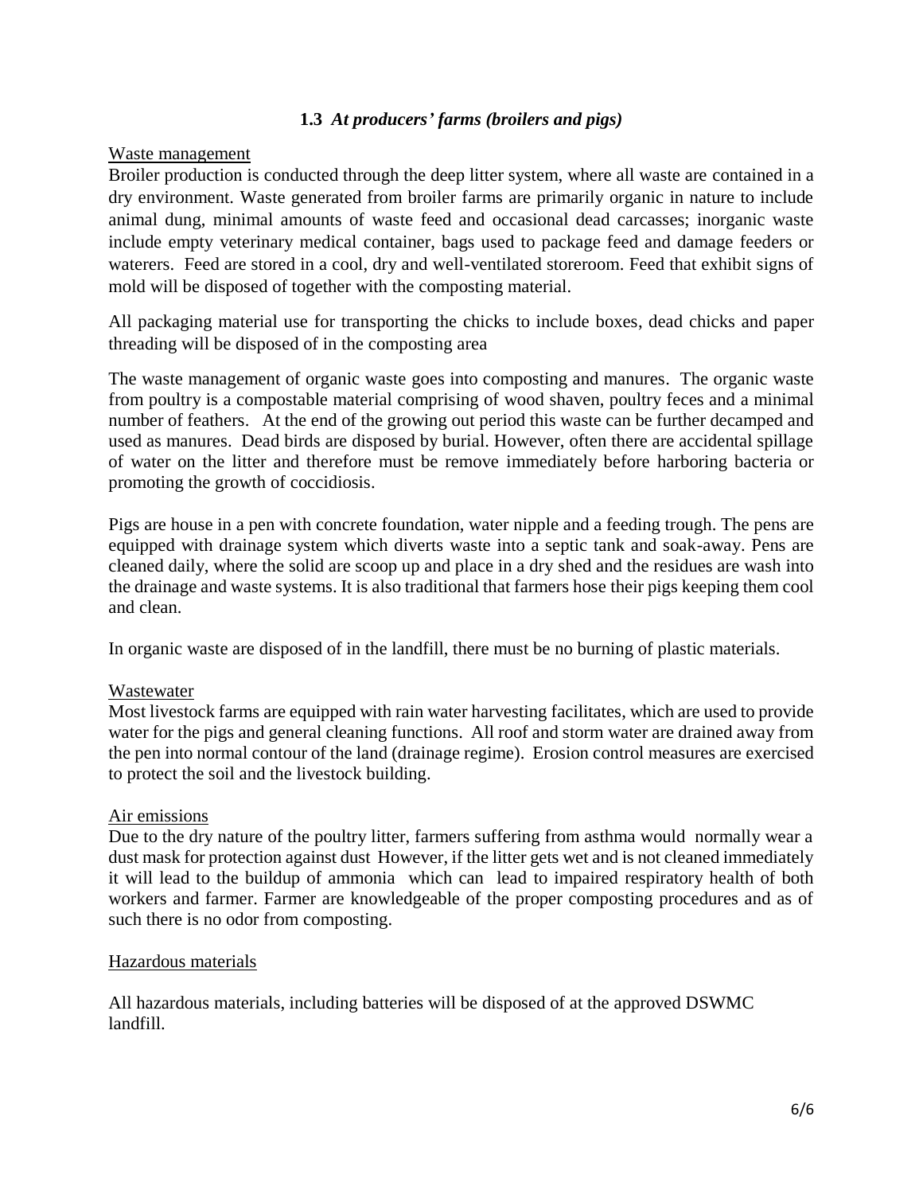### 1.3 *At producers' farms (broilers and pigs)*

Waste management

Broiler production is conducted through the deep litter system, where all waste are contained in a dry environment. Waste generated from broiler farms are primarily organic in nature to include animal dung, minimal amounts of waste feed and occasional dead carcasses; inorganic waste include empty veterinary medical container, bags used to package feed and damage feeders or waterers. Feed are stored in a cool, dry and well-ventilated storeroom. Feed that exhibit signs of mold will be disposed of together with the composting material.

All packaging material use for transporting the chicks to include boxes, dead chicks and paper threading will be disposed of in the composting area

The waste management of organic waste goes into composting and manures. The organic waste from poultry is a compostable material comprising of wood shaven, poultry feces and a minimal number of feathers. At the end of the growing out period this waste can be further decamped and used as manures. Dead birds are disposed by burial. However, often there are accidental spillage of water on the litter and therefore must be remove immediately before harboring bacteria or promoting the growth of coccidiosis.

Pigs are house in a pen with concrete foundation, water nipple and a feeding trough. The pens are equipped with drainage system which diverts waste into a septic tank and soak-away. Pens are cleaned daily, where the solid are scoop up and place in a dry shed and the residues are wash into the drainage and waste systems. It is also traditional that farmers hose their pigs keeping them cool and clean.

In organic waste are disposed of in the landfill, there must be no burning of plastic materials.

Wastewater

Most livestock farms are equipped with rain water harvesting facilitates, which are used to provide water for the pigs and general cleaning functions. All roof and storm water are drained away from the pen into normal contour of the land (drainage regime). Erosion control measures are exercised to protect the soil and the livestock building.

Air emissions

Due to the dry nature of the poultry litter, farmers suffering from asthma would normally wear a dust mask for protection against dust However, if the litter gets wet and is not cleaned immediately it will lead to the buildup of ammonia which can lead to impaired respiratory health of both workers and farmer. Farmer are knowledgeable of the proper composting procedures and as of such there is no odor from composting.

Hazardous materials

All hazardous materials, including batteries will be disposed of at the approved DSWMC landfill.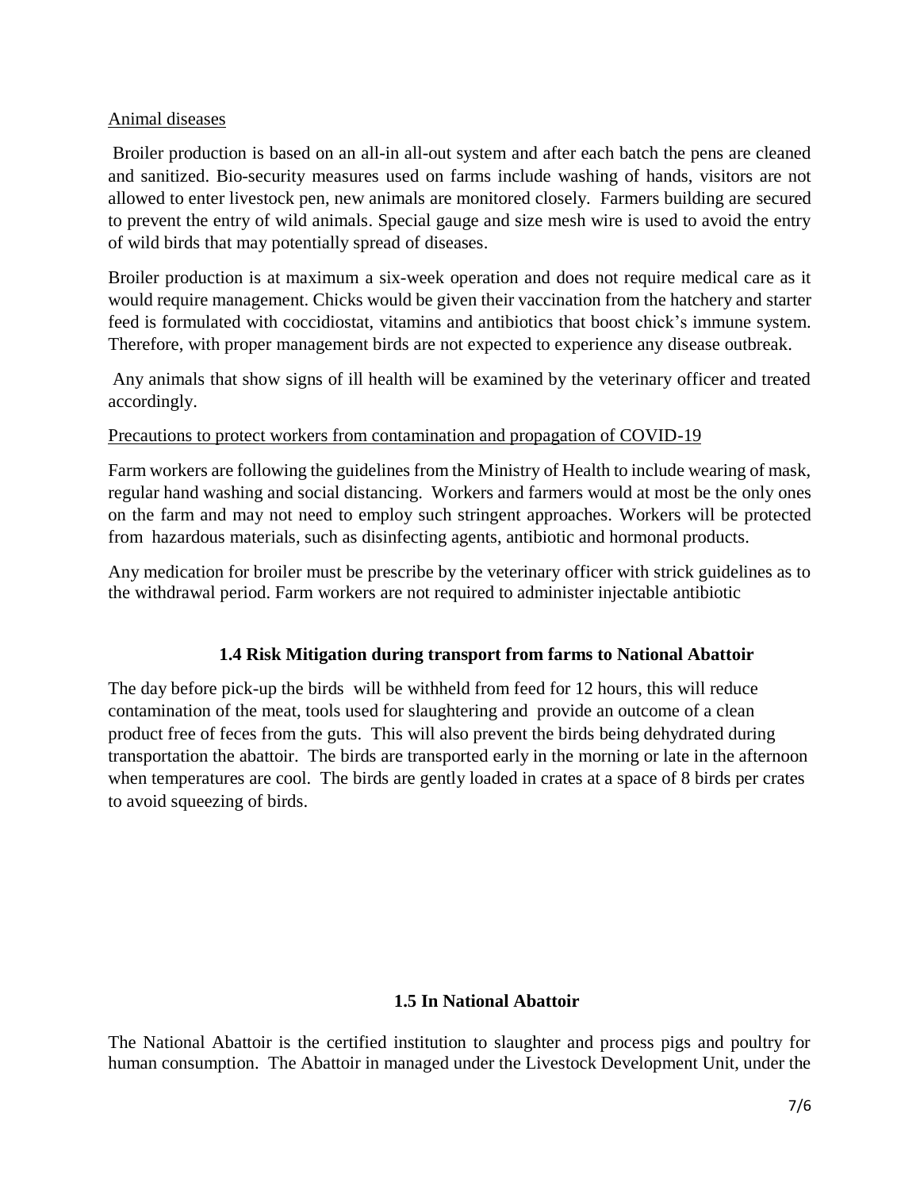Animal diseases

Broiler production is based on an all-in all-out system and after each batch the pens are cleaned and sanitized. Bio-security measures used on farms include washing of hands, visitors are not allowed to enter livestock pen, new animals are monitored closely. Farmers building are secured to prevent the entry of wild animals. Special gauge and size mesh wire is used to avoid the entry of wild birds that may potentially spread of diseases.

Broiler production is at maximum a six-week operation and does not require medical care as it would require management. Chicks would be given their vaccination from the hatchery and starter feed is formulated with coccidiostat, vitamins and antibiotics that boost chick's immune system. Therefore, with proper management birds are not expected to experience any disease outbreak.

Any animals that show signs of ill health will be examined by the veterinary officer and treated accordingly.

Precautions to protect workers from contamination and propagation of COVID-19

Farm workers are following the guidelines from the Ministry of Health to include wearing of mask, regular hand washing and social distancing. Workers and farmers would at most be the only ones on the farm and may not need to employ such stringent approaches. Workers will be protected from hazardous materials, such as disinfecting agents, antibiotic and hormonal products.

Any medication for broiler must be prescribe by the veterinary officer with strick guidelines as to the withdrawal period. Farm workers are not required to administer injectable antibiotic

### 1.4 Risk Mitigation during transport from farms to National Abattoir

The day before pick-up the birds will be withheld from feed for 12 hours, this will reduce contamination of the meat, tools used for slaughtering and provide an outcome of a clean product free of feces from the guts. This will also prevent the birds being dehydrated during transportation the abattoir. The birds are transported early in the morning or late in the afternoon when temperatures are cool. The birds are gently loaded in crates at a space of 8 birds per crates to avoid squeezing of birds.

### 1.5 In National Abattoir

The National Abattoir is the certified institution to slaughter and process pigs and poultry for human consumption. The Abattoir in managed under the Livestock Development Unit, under the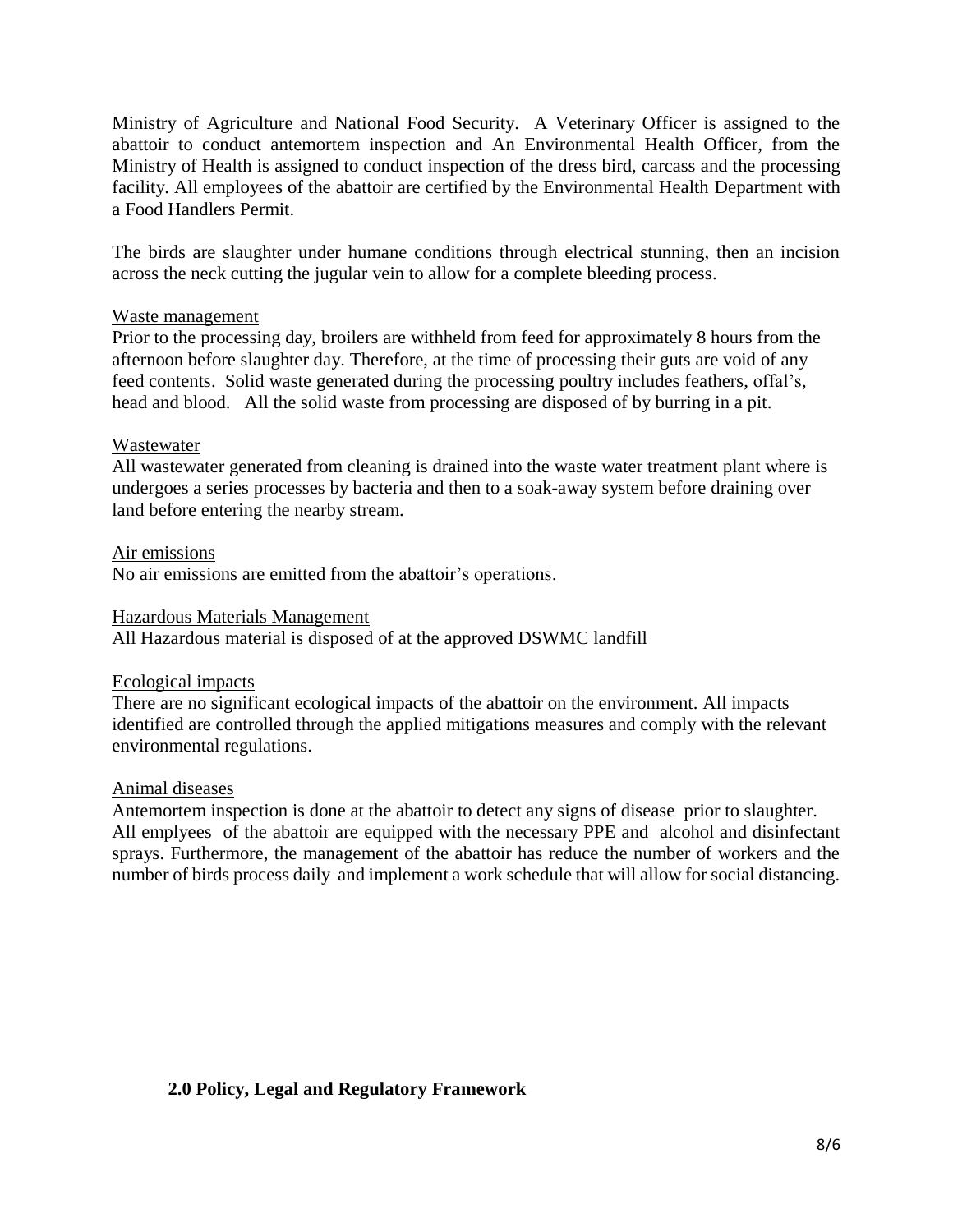Ministry of Agriculture and National Food Security. A Veterinary Officer is assigned to the abattoir to conduct antemortem inspection and An Environmental Health Officer, from the Ministry of Health is assigned to conduct inspection of the dress bird, carcass and the processing facility. All employees of the abattoir are certified by the Environmental Health Department with a Food Handlers Permit.

The birds are slaughter under humane conditions through electrical stunning, then an incision across the neck cutting the jugular vein to allow for a complete bleeding process.

Waste management

Prior to the processing day, broilers are withheld from feed for approximately 8 hours from the afternoon before slaughter day. Therefore, at the time of processing their guts are void of any feed contents. Solid waste generated during the processing poultry includes feathers, offal's, head and blood. All the solid waste from processing are disposed of by burring in a pit.

Wastewater

All wastewater generated from cleaning is drained into the waste water treatment plant where is undergoes a series processes by bacteria and then to a soak-away system before draining over land before entering the nearby stream.

Air emissions

No air emissions are emitted from the abattoir's operations.

Hazardous Materials Management

All Hazardous material is disposed of at the approved DSWMC landfill

Ecological impacts

There are no significant ecological impacts of the abattoir on the environment. All impacts identified are controlled through the applied mitigations measures and comply with the relevant environmental regulations.

Animal diseases

Antemortem inspection is done at the abattoir to detect any signs of disease prior to slaughter. All emplyees of the abattoir are equipped with the necessary PPE and alcohol and disinfectant sprays. Furthermore, the management of the abattoir has reduce the number of workers and the number of birds process daily and implement a work schedule that will allow for social distancing.

## 2.0 Policy, Legal and Regulatory Framework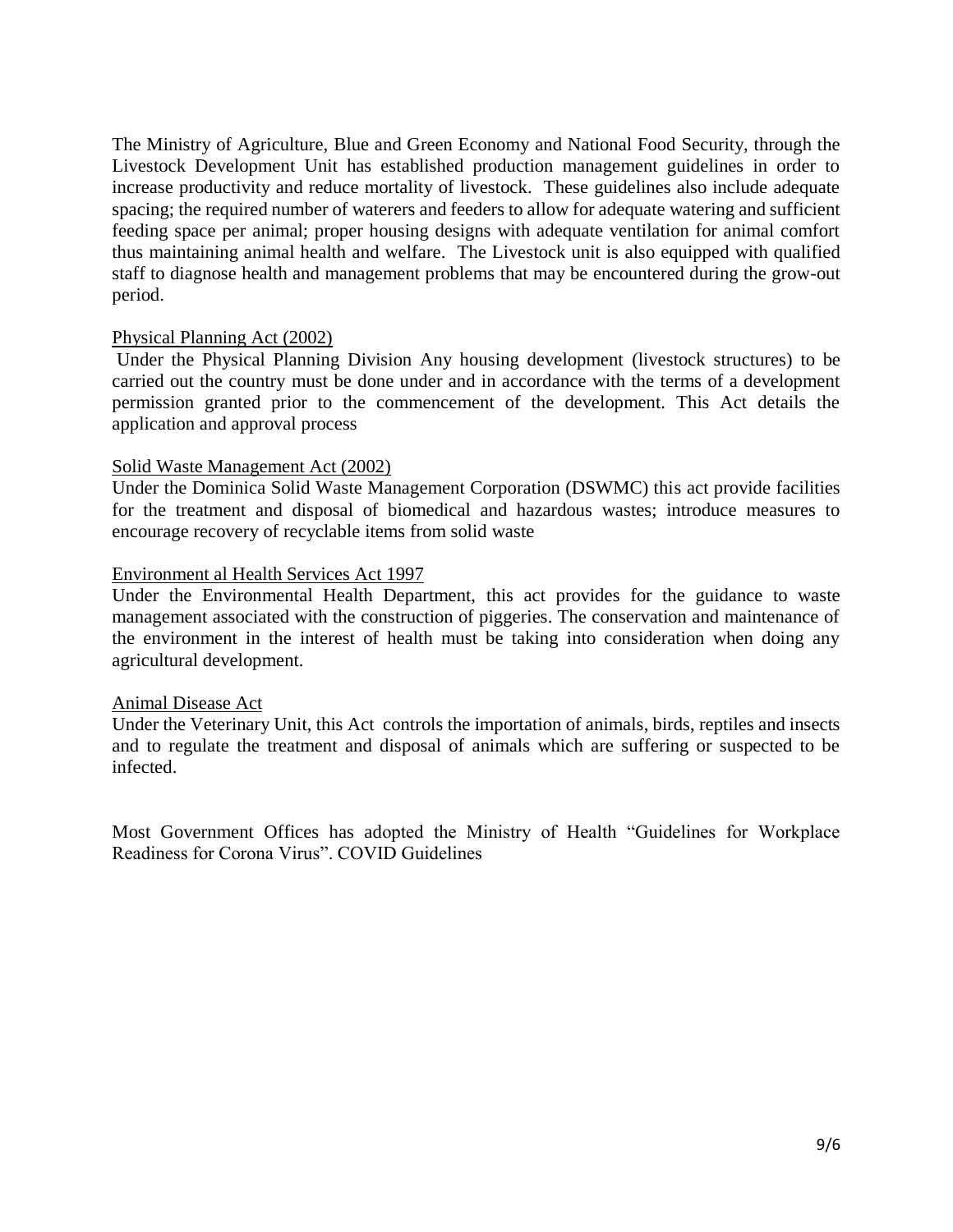The Ministry of Agriculture, Blue and Green Economy and National Food Security, through the Livestock Development Unit has established production management guidelines in order to increase productivity and reduce mortality of livestock. These guidelines also include adequate spacing; the required number of waterers and feeders to allow for adequate watering and sufficient feeding space per animal; proper housing designs with adequate ventilation for animal comfort thus maintaining animal health and welfare. The Livestock unit is also equipped with qualified staff to diagnose health and management problems that may be encountered during the grow-out period.

<u>Physical Planning Act (2002)</u>

Under the Physical Planning Division Any housing development (livestock structures) to be carried out the country must be done under and in accordance with the terms of a development permission granted prior to the commencement of the development. This Act details the application and approval process

<u>Solid Waste Management Act (2002)</u>

Under the Dominica Solid Waste Management Corporation (DSWMC) this act provide facilities for the treatment and disposal of biomedical and hazardous wastes; introduce measures to encourage recovery of recyclable items from solid waste

<u>Environment al Health Services Act 1997</u>

Under the Environmental Health Department, this act provides for the guidance to waste management associated with the construction of piggeries. The conservation and maintenance of the environment in the interest of health must be taking into consideration when doing any agricultural development.

<u>Animal Disease Act</u>

Under the Veterinary Unit, this Act controls the importation of animals, birds, reptiles and insects and to regulate the treatment and disposal of animals which are suffering or suspected to be infected.

Most Government Offices has adopted the Ministry of Health "Guidelines for Workplace Readiness for Corona Virus". COVID Guidelines